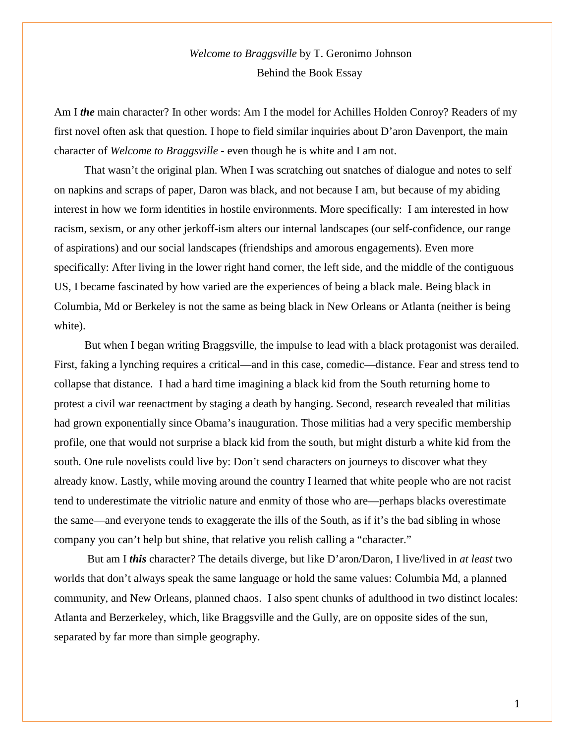*Welcome to Braggsville* by T. Geronimo Johnson

Behind the Book Essay

Am I ***the*** main character? In other words: Am I the model for Achilles Holden Conroy? Readers of my first novel often ask that question. I hope to field similar inquiries about D'aron Davenport, the main character of *Welcome to Braggsville* - even though he is white and I am not.

That wasn't the original plan. When I was scratching out snatches of dialogue and notes to self on napkins and scraps of paper, Daron was black, and not because I am, but because of my abiding interest in how we form identities in hostile environments. More specifically: I am interested in how racism, sexism, or any other jerkoff-ism alters our internal landscapes (our self-confidence, our range of aspirations) and our social landscapes (friendships and amorous engagements). Even more specifically: After living in the lower right hand corner, the left side, and the middle of the contiguous US, I became fascinated by how varied are the experiences of being a black male. Being black in Columbia, Md or Berkeley is not the same as being black in New Orleans or Atlanta (neither is being white).

But when I began writing Braggsville, the impulse to lead with a black protagonist was derailed. First, faking a lynching requires a critical—and in this case, comedic—distance. Fear and stress tend to collapse that distance. I had a hard time imagining a black kid from the South returning home to protest a civil war reenactment by staging a death by hanging. Second, research revealed that militias had grown exponentially since Obama's inauguration. Those militias had a very specific membership profile, one that would not surprise a black kid from the south, but might disturb a white kid from the south. One rule novelists could live by: Don't send characters on journeys to discover what they already know. Lastly, while moving around the country I learned that white people who are not racist tend to underestimate the vitriolic nature and enmity of those who are—perhaps blacks overestimate the same—and everyone tends to exaggerate the ills of the South, as if it's the bad sibling in whose company you can't help but shine, that relative you relish calling a "character."

But am I ***this*** character? The details diverge, but like D'aron/Daron, I live/lived in *at least* two worlds that don't always speak the same language or hold the same values: Columbia Md, a planned community, and New Orleans, planned chaos. I also spent chunks of adulthood in two distinct locales: Atlanta and Berzerkeley, which, like Braggsville and the Gully, are on opposite sides of the sun, separated by far more than simple geography.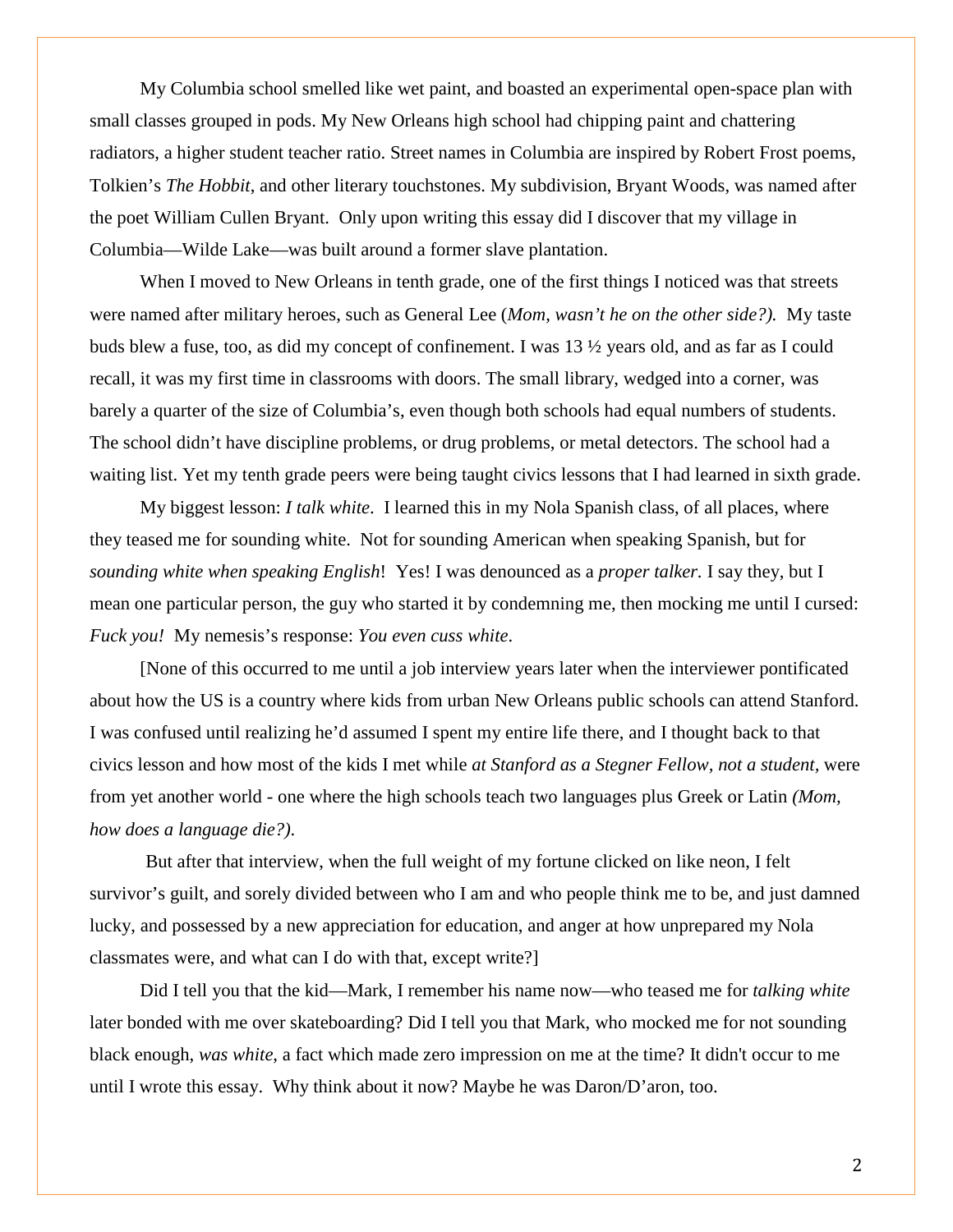My Columbia school smelled like wet paint, and boasted an experimental open-space plan with small classes grouped in pods. My New Orleans high school had chipping paint and chattering radiators, a higher student teacher ratio. Street names in Columbia are inspired by Robert Frost poems, Tolkien's *The Hobbit*, and other literary touchstones. My subdivision, Bryant Woods, was named after the poet William Cullen Bryant. Only upon writing this essay did I discover that my village in Columbia—Wilde Lake—was built around a former slave plantation.

When I moved to New Orleans in tenth grade, one of the first things I noticed was that streets were named after military heroes, such as General Lee (*Mom, wasn't he on the other side?).* My taste buds blew a fuse, too, as did my concept of confinement. I was 13 ½ years old, and as far as I could recall, it was my first time in classrooms with doors. The small library, wedged into a corner, was barely a quarter of the size of Columbia's, even though both schools had equal numbers of students. The school didn't have discipline problems, or drug problems, or metal detectors. The school had a waiting list. Yet my tenth grade peers were being taught civics lessons that I had learned in sixth grade.

My biggest lesson: *I talk white*. I learned this in my Nola Spanish class, of all places, where they teased me for sounding white. Not for sounding American when speaking Spanish, but for *sounding white when speaking English*! Yes! I was denounced as a *proper talker.* I say they, but I mean one particular person, the guy who started it by condemning me, then mocking me until I cursed: *Fuck you!* My nemesis's response: *You even cuss white*.

[None of this occurred to me until a job interview years later when the interviewer pontificated about how the US is a country where kids from urban New Orleans public schools can attend Stanford. I was confused until realizing he'd assumed I spent my entire life there, and I thought back to that civics lesson and how most of the kids I met while *at Stanford as a Stegner Fellow, not a student,* were from yet another world - one where the high schools teach two languages plus Greek or Latin *(Mom, how does a language die?).*

But after that interview, when the full weight of my fortune clicked on like neon, I felt survivor's guilt, and sorely divided between who I am and who people think me to be, and just damned lucky, and possessed by a new appreciation for education, and anger at how unprepared my Nola classmates were, and what can I do with that, except write?]

Did I tell you that the kid—Mark, I remember his name now—who teased me for *talking white* later bonded with me over skateboarding? Did I tell you that Mark, who mocked me for not sounding black enough, *was white*, a fact which made zero impression on me at the time? It didn't occur to me until I wrote this essay. Why think about it now? Maybe he was Daron/D'aron, too.